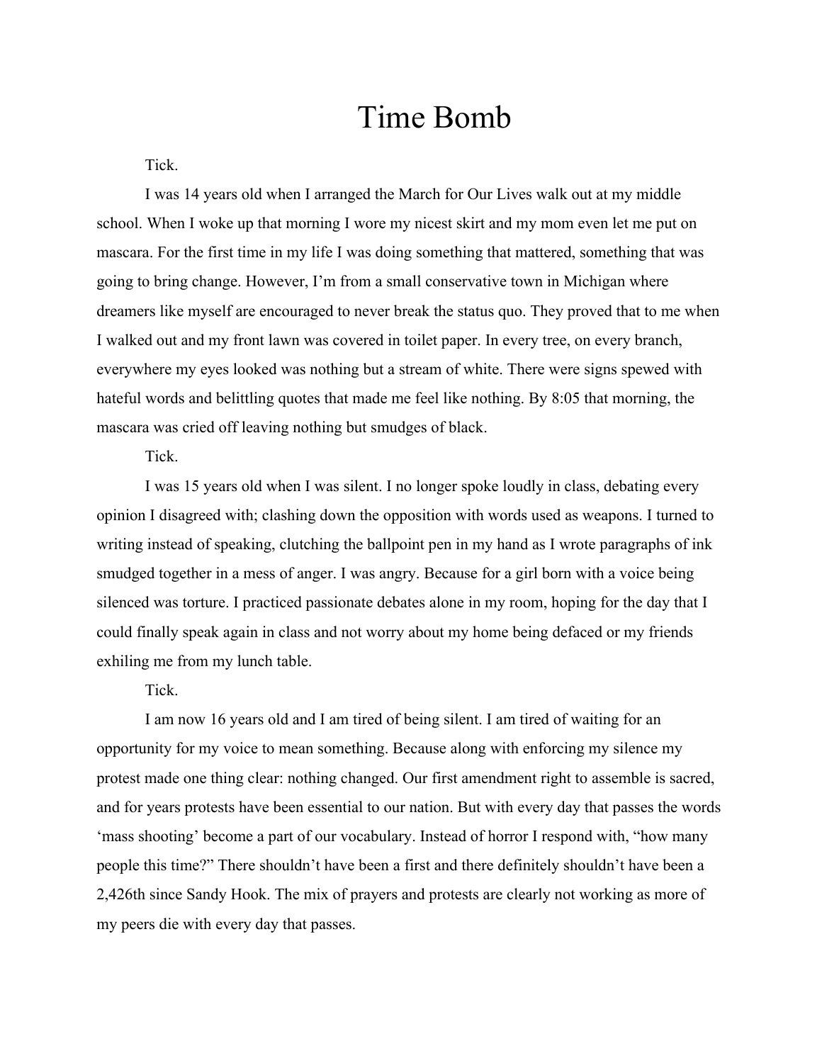# Time Bomb

Tick.

I was 14 years old when I arranged the March for Our Lives walk out at my middle school. When I woke up that morning I wore my nicest skirt and my mom even let me put on mascara. For the first time in my life I was doing something that mattered, something that was going to bring change. However, I'm from a small conservative town in Michigan where dreamers like myself are encouraged to never break the status quo. They proved that to me when I walked out and my front lawn was covered in toilet paper. In every tree, on every branch, everywhere my eyes looked was nothing but a stream of white. There were signs spewed with hateful words and belittling quotes that made me feel like nothing. By 8:05 that morning, the mascara was cried off leaving nothing but smudges of black.

Tick.

I was 15 years old when I was silent. I no longer spoke loudly in class, debating every opinion I disagreed with; clashing down the opposition with words used as weapons. I turned to writing instead of speaking, clutching the ballpoint pen in my hand as I wrote paragraphs of ink smudged together in a mess of anger. I was angry. Because for a girl born with a voice being silenced was torture. I practiced passionate debates alone in my room, hoping for the day that I could finally speak again in class and not worry about my home being defaced or my friends exhiling me from my lunch table.

Tick.

I am now 16 years old and I am tired of being silent. I am tired of waiting for an opportunity for my voice to mean something. Because along with enforcing my silence my protest made one thing clear: nothing changed. Our first amendment right to assemble is sacred, and for years protests have been essential to our nation. But with every day that passes the words 'mass shooting' become a part of our vocabulary. Instead of horror I respond with, "how many people this time?" There shouldn't have been a first and there definitely shouldn't have been a 2,426th since Sandy Hook. The mix of prayers and protests are clearly not working as more of my peers die with every day that passes.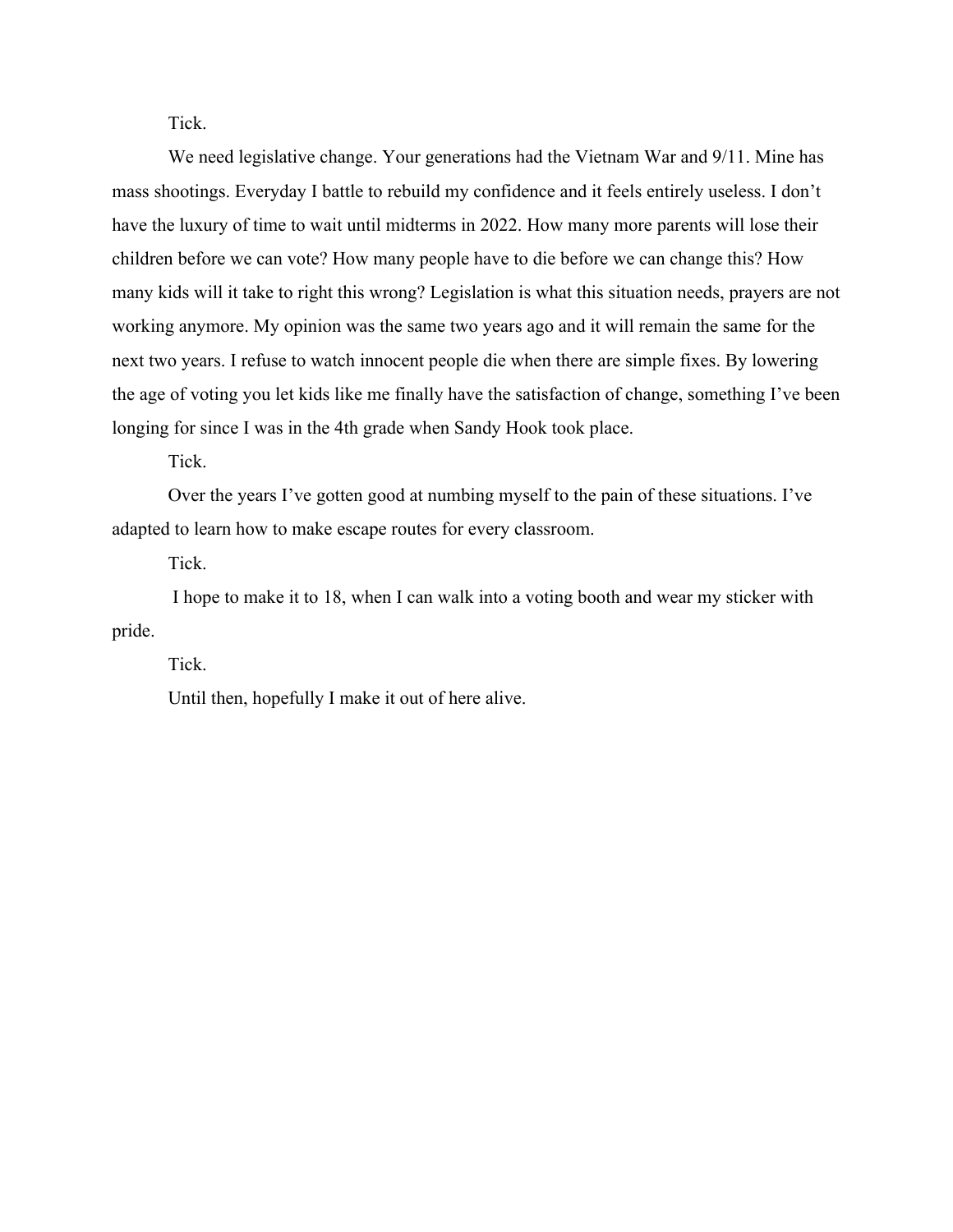Tick.

We need legislative change. Your generations had the Vietnam War and 9/11. Mine has mass shootings. Everyday I battle to rebuild my confidence and it feels entirely useless. I don't have the luxury of time to wait until midterms in 2022. How many more parents will lose their children before we can vote? How many people have to die before we can change this? How many kids will it take to right this wrong? Legislation is what this situation needs, prayers are not working anymore. My opinion was the same two years ago and it will remain the same for the next two years. I refuse to watch innocent people die when there are simple fixes. By lowering the age of voting you let kids like me finally have the satisfaction of change, something I've been longing for since I was in the 4th grade when Sandy Hook took place.

Tick.

Over the years I've gotten good at numbing myself to the pain of these situations. I've adapted to learn how to make escape routes for every classroom.

Tick.

I hope to make it to 18, when I can walk into a voting booth and wear my sticker with pride.

Tick.

Until then, hopefully I make it out of here alive.